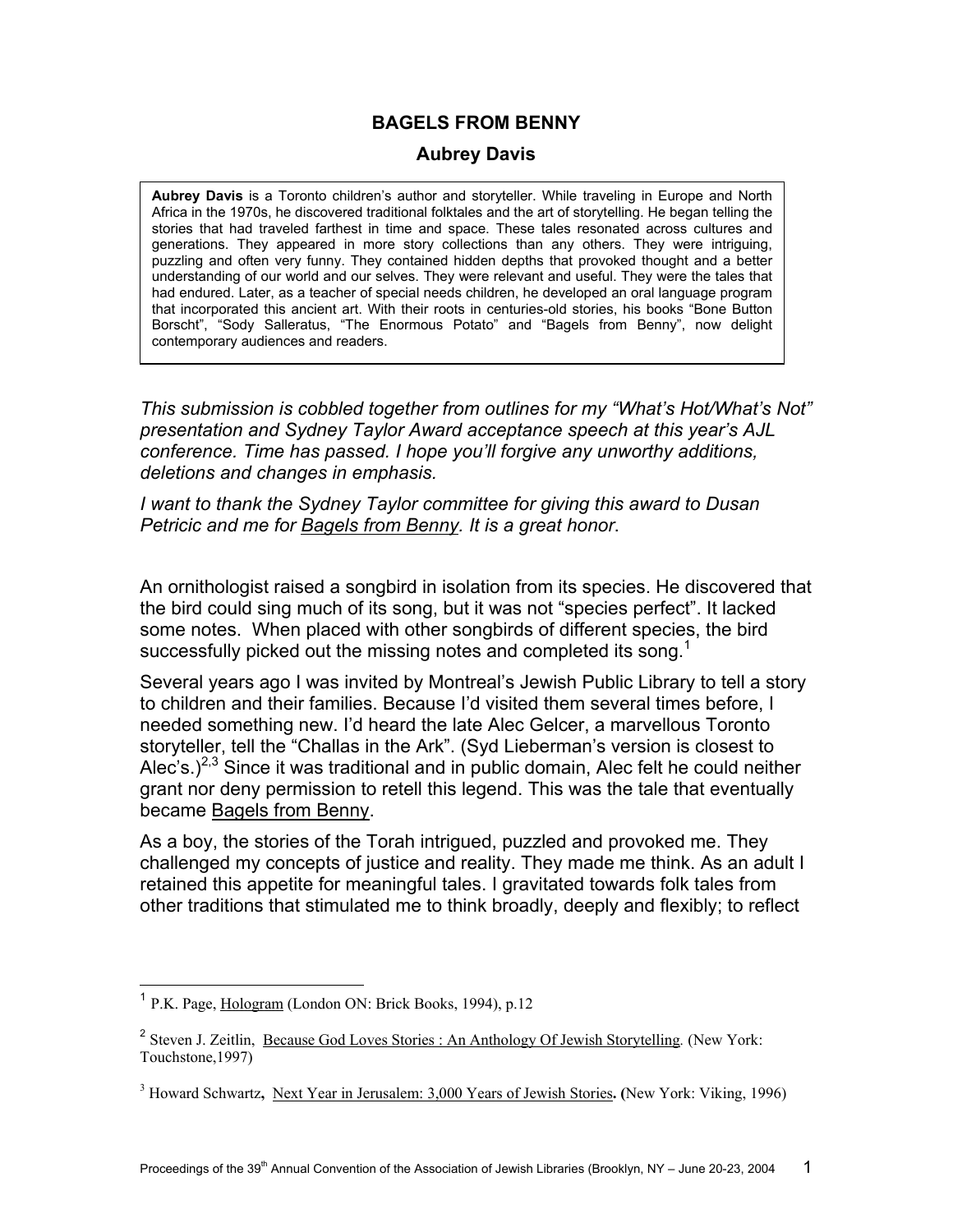# BAGELS FROM BENNY

## Aubrey Davis

**Aubrey Davis** is a Toronto children's author and storyteller. While traveling in Europe and North Africa in the 1970s, he discovered traditional folktales and the art of storytelling. He began telling the stories that had traveled farthest in time and space. These tales resonated across cultures and generations. They appeared in more story collections than any others. They were intriguing, puzzling and often very funny. They contained hidden depths that provoked thought and a better understanding of our world and our selves. They were relevant and useful. They were the tales that had endured. Later, as a teacher of special needs children, he developed an oral language program that incorporated this ancient art. With their roots in centuries-old stories, his books "Bone Button Borscht", "Sody Salleratus, "The Enormous Potato" and "Bagels from Benny", now delight contemporary audiences and readers.

*This submission is cobbled together from outlines for my "What's Hot/What's Not" presentation and Sydney Taylor Award acceptance speech at this year's AJL conference. Time has passed. I hope you'll forgive any unworthy additions, deletions and changes in emphasis.*

*I want to thank the Sydney Taylor committee for giving this award to Dusan Petricic and me for Bagels from Benny. It is a great honor.*

An ornithologist raised a songbird in isolation from its species. He discovered that the bird could sing much of its song, but it was not "species perfect". It lacked some notes. When placed with other songbirds of different species, the bird successfully picked out the missing notes and completed its song.[1]

Several years ago I was invited by Montreal's Jewish Public Library to tell a story to children and their families. Because I'd visited them several times before, I needed something new. I'd heard the late Alec Gelcer, a marvellous Toronto storyteller, tell the "Challas in the Ark". (Syd Lieberman's version is closest to Alec's.)[2,3] Since it was traditional and in public domain, Alec felt he could neither grant nor deny permission to retell this legend. This was the tale that eventually became Bagels from Benny.

As a boy, the stories of the Torah intrigued, puzzled and provoked me. They challenged my concepts of justice and reality. They made me think. As an adult I retained this appetite for meaningful tales. I gravitated towards folk tales from other traditions that stimulated me to think broadly, deeply and flexibly; to reflect

---

[1] P.K. Page, Hologram (London ON: Brick Books, 1994), p.12

[2] Steven J. Zeitlin, Because God Loves Stories : An Anthology Of Jewish Storytelling. (New York: Touchstone,1997)

[3] Howard Schwartz, Next Year in Jerusalem: 3,000 Years of Jewish Stories. (New York: Viking, 1996)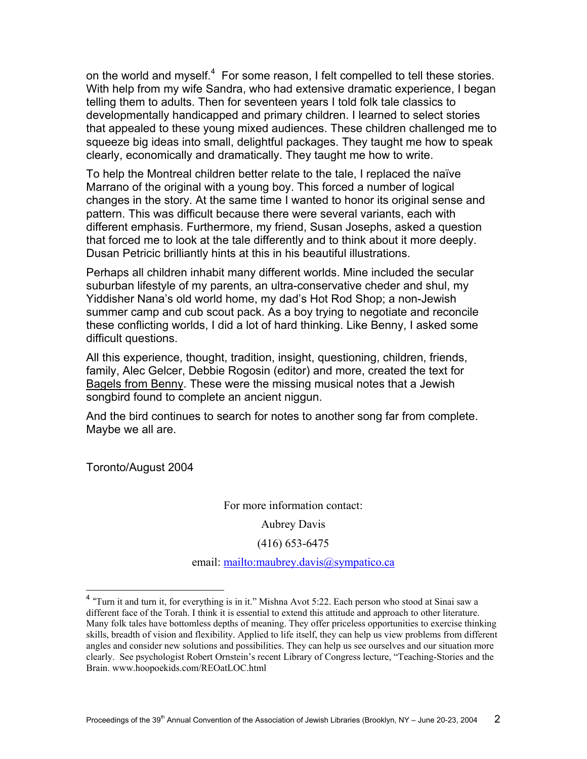on the world and myself.[4] For some reason, I felt compelled to tell these stories. With help from my wife Sandra, who had extensive dramatic experience, I began telling them to adults. Then for seventeen years I told folk tale classics to developmentally handicapped and primary children. I learned to select stories that appealed to these young mixed audiences. These children challenged me to squeeze big ideas into small, delightful packages. They taught me how to speak clearly, economically and dramatically. They taught me how to write.

To help the Montreal children better relate to the tale, I replaced the naïve Marrano of the original with a young boy. This forced a number of logical changes in the story. At the same time I wanted to honor its original sense and pattern. This was difficult because there were several variants, each with different emphasis. Furthermore, my friend, Susan Josephs, asked a question that forced me to look at the tale differently and to think about it more deeply. Dusan Petricic brilliantly hints at this in his beautiful illustrations.

Perhaps all children inhabit many different worlds. Mine included the secular suburban lifestyle of my parents, an ultra-conservative cheder and shul, my Yiddisher Nana's old world home, my dad's Hot Rod Shop; a non-Jewish summer camp and cub scout pack. As a boy trying to negotiate and reconcile these conflicting worlds, I did a lot of hard thinking. Like Benny, I asked some difficult questions.

All this experience, thought, tradition, insight, questioning, children, friends, family, Alec Gelcer, Debbie Rogosin (editor) and more, created the text for Bagels from Benny. These were the missing musical notes that a Jewish songbird found to complete an ancient niggun.

And the bird continues to search for notes to another song far from complete. Maybe we all are.

Toronto/August 2004

For more information contact:

Aubrey Davis

(416) 653-6475

email: mailto:maubrey.davis@sympatico.ca

[4] "Turn it and turn it, for everything is in it." Mishna Avot 5:22. Each person who stood at Sinai saw a different face of the Torah. I think it is essential to extend this attitude and approach to other literature. Many folk tales have bottomless depths of meaning. They offer priceless opportunities to exercise thinking skills, breadth of vision and flexibility. Applied to life itself, they can help us view problems from different angles and consider new solutions and possibilities. They can help us see ourselves and our situation more clearly. See psychologist Robert Ornstein's recent Library of Congress lecture, "Teaching-Stories and the Brain. www.hoopoekids.com/REOatLOC.html